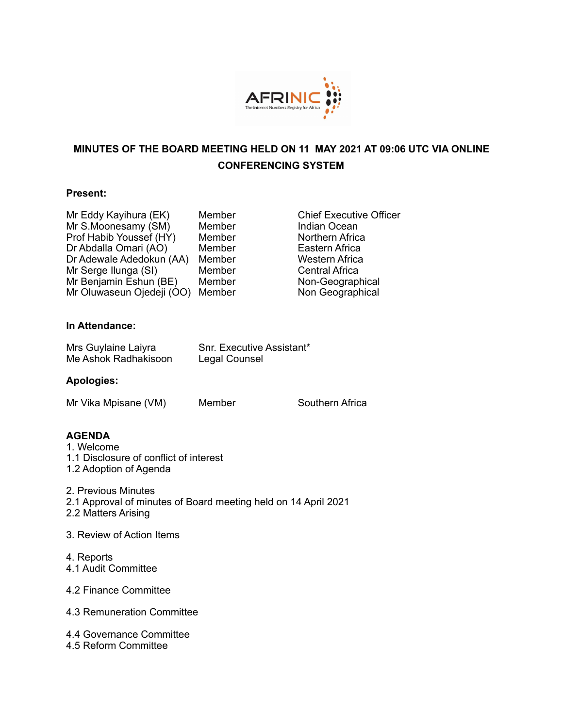# MINUTES OF THE BOARD MEETING HELD ON 11 MAY 2021 AT 09:06 UTC VIA ONLINE CONFERENCING SYSTEM

**Present:**

| | | |
|---|---|---|
| Mr Eddy Kayihura (EK) | Member | Chief Executive Officer |
| Mr S.Moonesamy (SM) | Member | Indian Ocean |
| Prof Habib Youssef (HY) | Member | Northern Africa |
| Dr Abdalla Omari (AO) | Member | Eastern Africa |
| Dr Adewale Adedokun (AA) | Member | Western Africa |
| Mr Serge Ilunga (SI) | Member | Central Africa |
| Mr Benjamin Eshun (BE) | Member | Non-Geographical |
| Mr Oluwaseun Ojedeji (OO) | Member | Non Geographical |

**In Attendance:**

| | |
|---|---|
| Mrs Guylaine Laiyra | Snr. Executive Assistant* |
| Me Ashok Radhakisoon | Legal Counsel |

**Apologies:**

| | | |
|---|---|---|
| Mr Vika Mpisane (VM) | Member | Southern Africa |

**AGENDA**

1. Welcome
1.1 Disclosure of conflict of interest
1.2 Adoption of Agenda

2. Previous Minutes
2.1 Approval of minutes of Board meeting held on 14 April 2021
2.2 Matters Arising

3. Review of Action Items

4. Reports
4.1 Audit Committee

4.2 Finance Committee

4.3 Remuneration Committee

4.4 Governance Committee
4.5 Reform Committee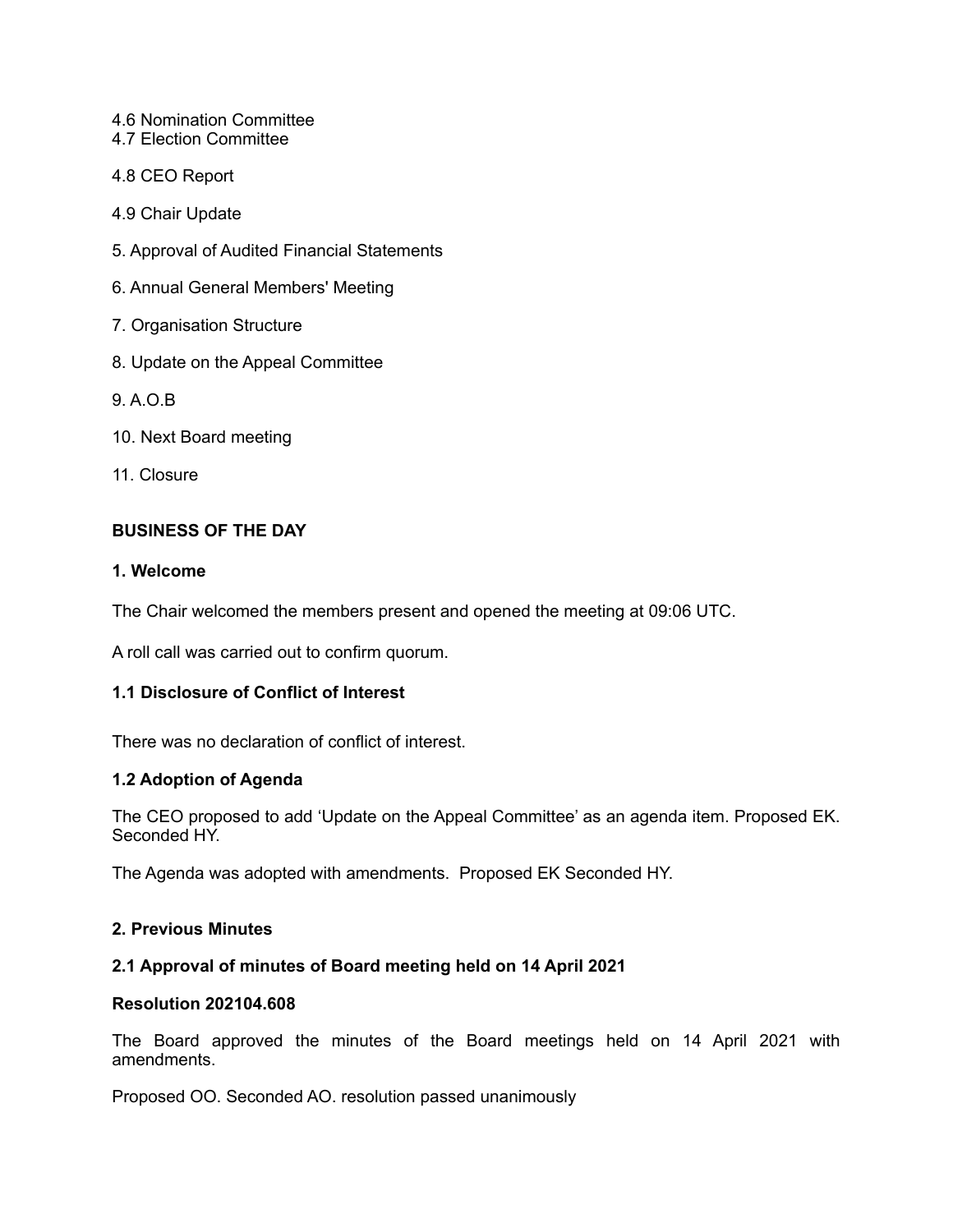4.6 Nomination Committee
4.7 Election Committee

4.8 CEO Report

4.9 Chair Update

5. Approval of Audited Financial Statements

6. Annual General Members' Meeting

7. Organisation Structure

8. Update on the Appeal Committee

9. A.O.B

10. Next Board meeting

11. Closure

**BUSINESS OF THE DAY**

**1. Welcome**

The Chair welcomed the members present and opened the meeting at 09:06 UTC.

A roll call was carried out to confirm quorum.

**1.1 Disclosure of Conflict of Interest**

There was no declaration of conflict of interest.

**1.2 Adoption of Agenda**

The CEO proposed to add 'Update on the Appeal Committee' as an agenda item. Proposed EK. Seconded HY.

The Agenda was adopted with amendments. Proposed EK Seconded HY.

**2. Previous Minutes**

**2.1 Approval of minutes of Board meeting held on 14 April 2021**

**Resolution 202104.608**

The Board approved the minutes of the Board meetings held on 14 April 2021 with amendments.

Proposed OO. Seconded AO. resolution passed unanimously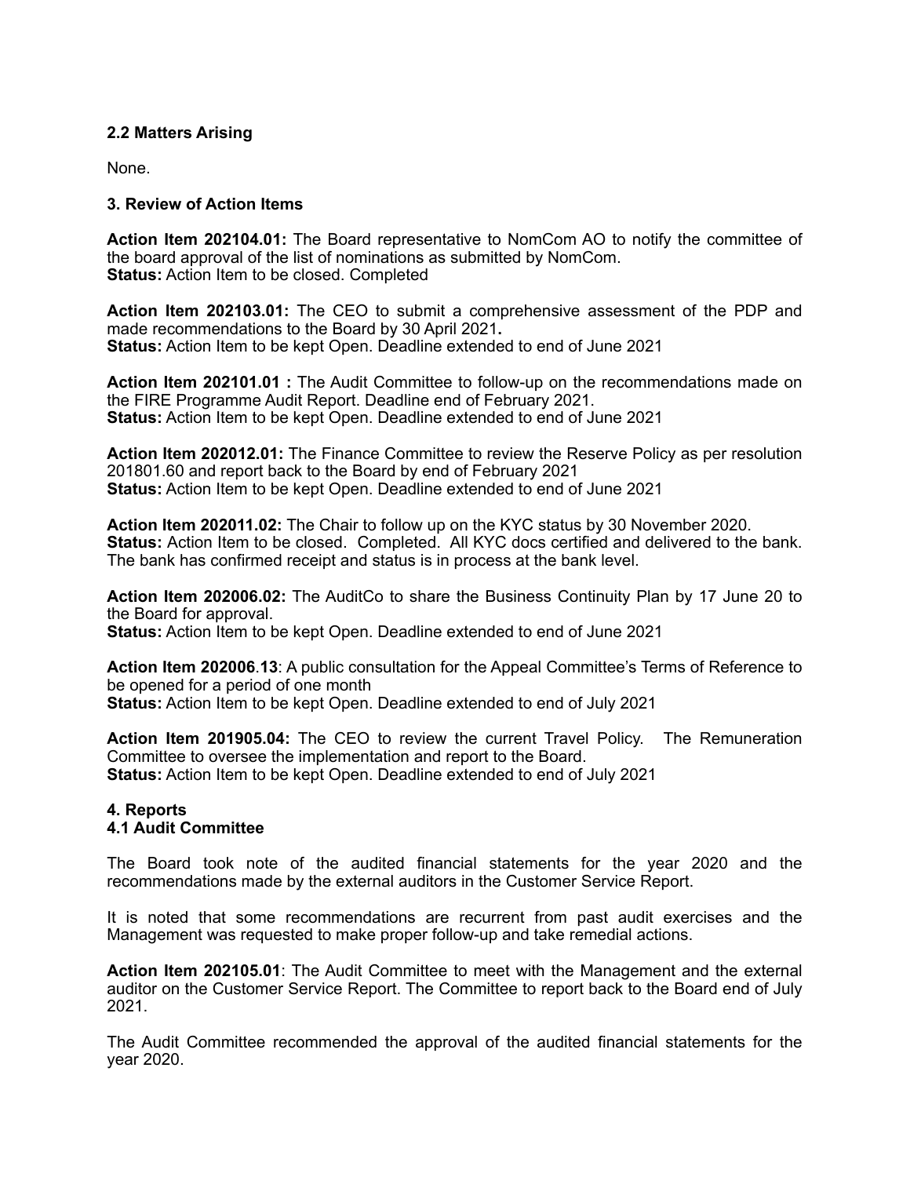### 2.2 Matters Arising

None.

### 3. Review of Action Items

**Action Item 202104.01:** The Board representative to NomCom AO to notify the committee of the board approval of the list of nominations as submitted by NomCom.
**Status:** Action Item to be closed. Completed

**Action Item 202103.01:** The CEO to submit a comprehensive assessment of the PDP and made recommendations to the Board by 30 April 2021**.**
**Status:** Action Item to be kept Open. Deadline extended to end of June 2021

**Action Item 202101.01 :** The Audit Committee to follow-up on the recommendations made on the FIRE Programme Audit Report. Deadline end of February 2021.
**Status:** Action Item to be kept Open. Deadline extended to end of June 2021

**Action Item 202012.01:** The Finance Committee to review the Reserve Policy as per resolution 201801.60 and report back to the Board by end of February 2021
**Status:** Action Item to be kept Open. Deadline extended to end of June 2021

**Action Item 202011.02:** The Chair to follow up on the KYC status by 30 November 2020.
**Status:** Action Item to be closed. Completed. All KYC docs certified and delivered to the bank. The bank has confirmed receipt and status is in process at the bank level.

**Action Item 202006.02:** The AuditCo to share the Business Continuity Plan by 17 June 20 to the Board for approval.
**Status:** Action Item to be kept Open. Deadline extended to end of June 2021

**Action Item 202006.13**: A public consultation for the Appeal Committee's Terms of Reference to be opened for a period of one month
**Status:** Action Item to be kept Open. Deadline extended to end of July 2021

**Action Item 201905.04:** The CEO to review the current Travel Policy. The Remuneration Committee to oversee the implementation and report to the Board.
**Status:** Action Item to be kept Open. Deadline extended to end of July 2021

### 4. Reports

#### 4.1 Audit Committee

The Board took note of the audited financial statements for the year 2020 and the recommendations made by the external auditors in the Customer Service Report.

It is noted that some recommendations are recurrent from past audit exercises and the Management was requested to make proper follow-up and take remedial actions.

**Action Item 202105.01**: The Audit Committee to meet with the Management and the external auditor on the Customer Service Report. The Committee to report back to the Board end of July 2021.

The Audit Committee recommended the approval of the audited financial statements for the year 2020.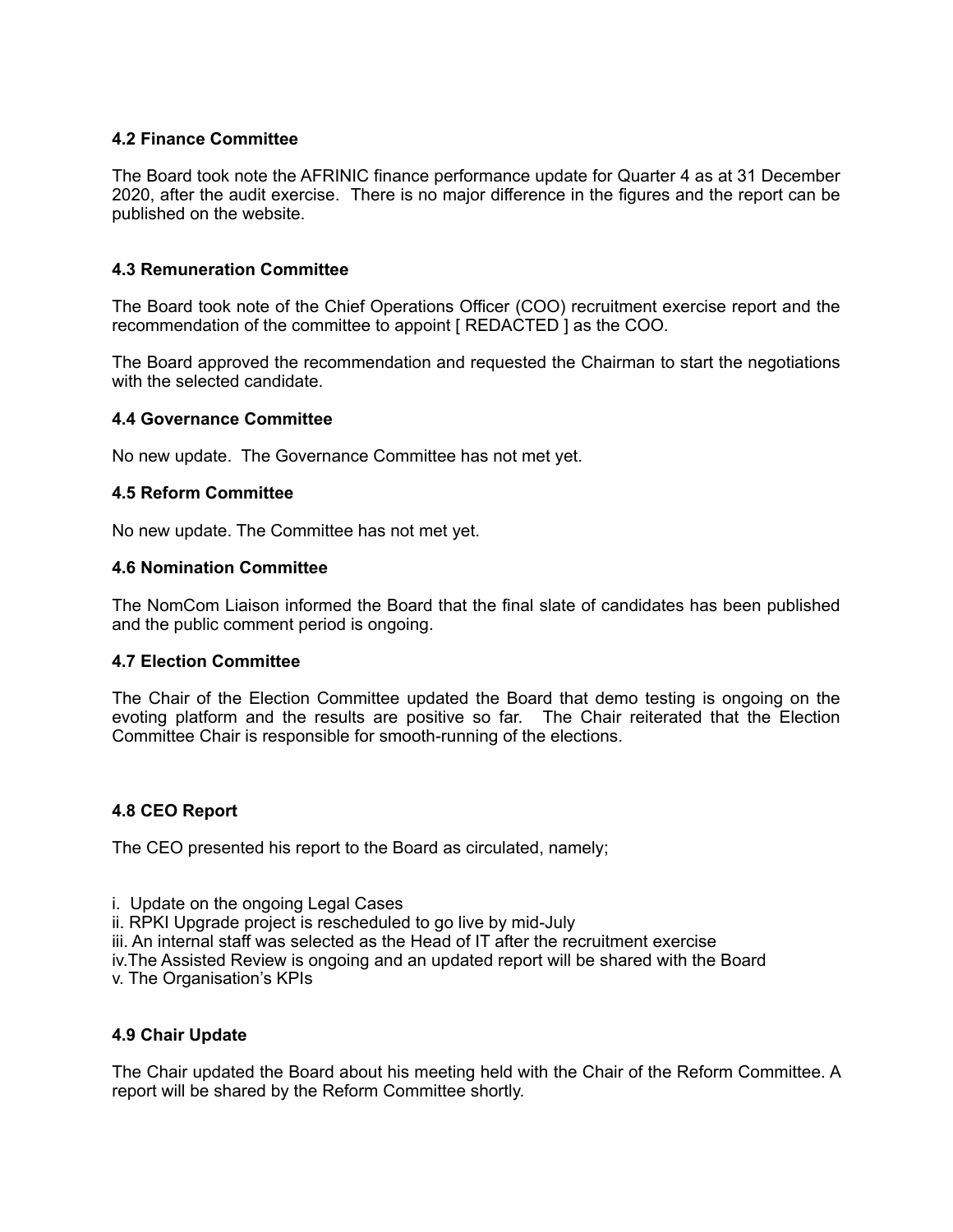### 4.2 Finance Committee

The Board took note the AFRINIC finance performance update for Quarter 4 as at 31 December 2020, after the audit exercise.  There is no major difference in the figures and the report can be published on the website.

### 4.3 Remuneration Committee

The Board took note of the Chief Operations Officer (COO) recruitment exercise report and the recommendation of the committee to appoint [ REDACTED ] as the COO.

The Board approved the recommendation and requested the Chairman to start the negotiations with the selected candidate.

### 4.4 Governance Committee

No new update.  The Governance Committee has not met yet.

### 4.5 Reform Committee

No new update. The Committee has not met yet.

### 4.6 Nomination Committee

The NomCom Liaison informed the Board that the final slate of candidates has been published and the public comment period is ongoing.

### 4.7 Election Committee

The Chair of the Election Committee updated the Board that demo testing is ongoing on the evoting platform and the results are positive so far.  The Chair reiterated that the Election Committee Chair is responsible for smooth-running of the elections.

### 4.8 CEO Report

The CEO presented his report to the Board as circulated, namely;

i.  Update on the ongoing Legal Cases
ii. RPKI Upgrade project is rescheduled to go live by mid-July
iii. An internal staff was selected as the Head of IT after the recruitment exercise
iv.The Assisted Review is ongoing and an updated report will be shared with the Board
v. The Organisation's KPIs

### 4.9 Chair Update

The Chair updated the Board about his meeting held with the Chair of the Reform Committee. A report will be shared by the Reform Committee shortly.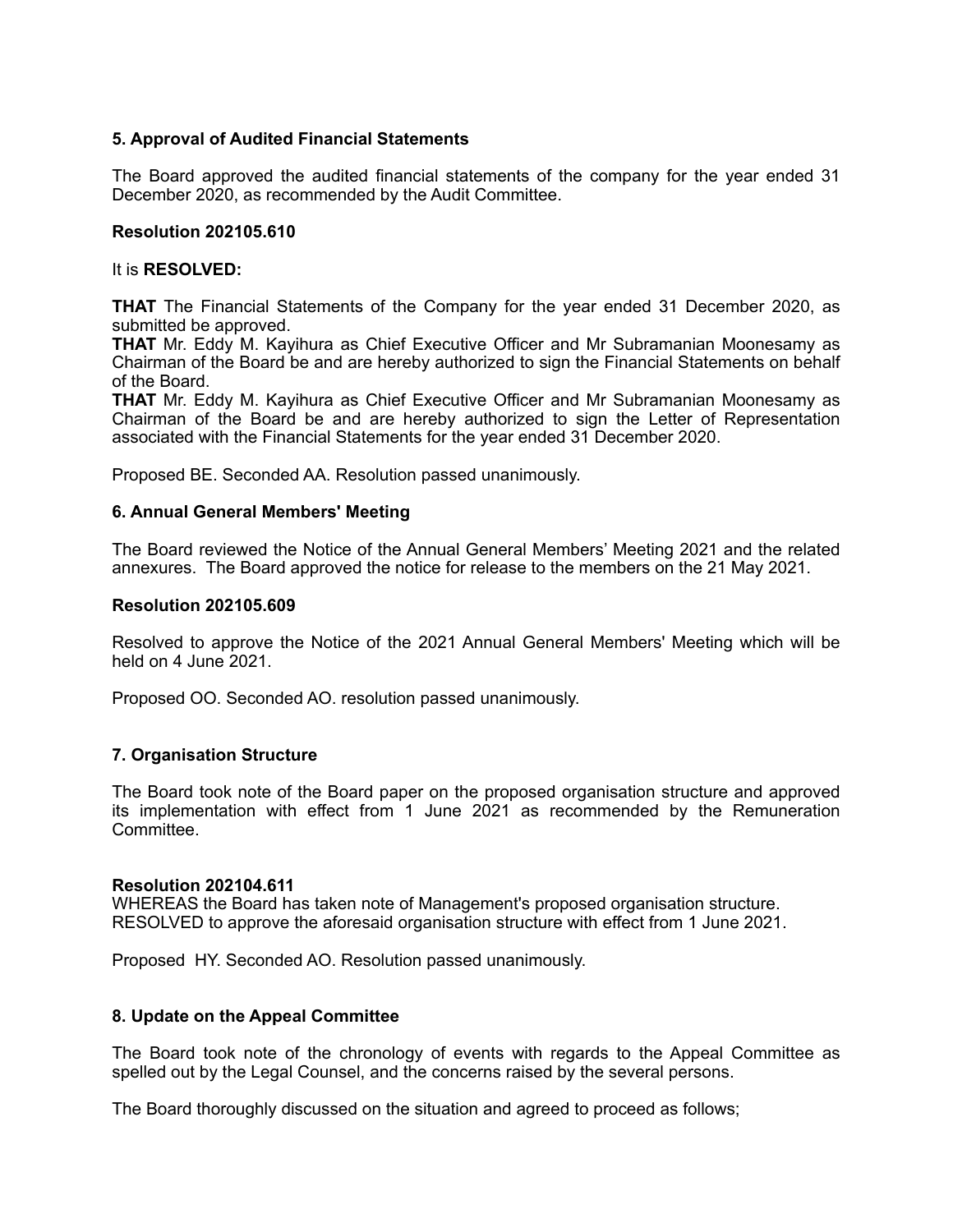### 5. Approval of Audited Financial Statements

The Board approved the audited financial statements of the company for the year ended 31 December 2020, as recommended by the Audit Committee.

**Resolution 202105.610**

It is **RESOLVED:**

**THAT** The Financial Statements of the Company for the year ended 31 December 2020, as submitted be approved.
**THAT** Mr. Eddy M. Kayihura as Chief Executive Officer and Mr Subramanian Moonesamy as Chairman of the Board be and are hereby authorized to sign the Financial Statements on behalf of the Board.
**THAT** Mr. Eddy M. Kayihura as Chief Executive Officer and Mr Subramanian Moonesamy as Chairman of the Board be and are hereby authorized to sign the Letter of Representation associated with the Financial Statements for the year ended 31 December 2020.

Proposed BE. Seconded AA. Resolution passed unanimously.

### 6. Annual General Members' Meeting

The Board reviewed the Notice of the Annual General Members' Meeting 2021 and the related annexures. The Board approved the notice for release to the members on the 21 May 2021.

**Resolution 202105.609**

Resolved to approve the Notice of the 2021 Annual General Members' Meeting which will be held on 4 June 2021.

Proposed OO. Seconded AO. resolution passed unanimously.

### 7. Organisation Structure

The Board took note of the Board paper on the proposed organisation structure and approved its implementation with effect from 1 June 2021 as recommended by the Remuneration Committee.

**Resolution 202104.611**
WHEREAS the Board has taken note of Management's proposed organisation structure.
RESOLVED to approve the aforesaid organisation structure with effect from 1 June 2021.

Proposed HY. Seconded AO. Resolution passed unanimously.

### 8. Update on the Appeal Committee

The Board took note of the chronology of events with regards to the Appeal Committee as spelled out by the Legal Counsel, and the concerns raised by the several persons.

The Board thoroughly discussed on the situation and agreed to proceed as follows;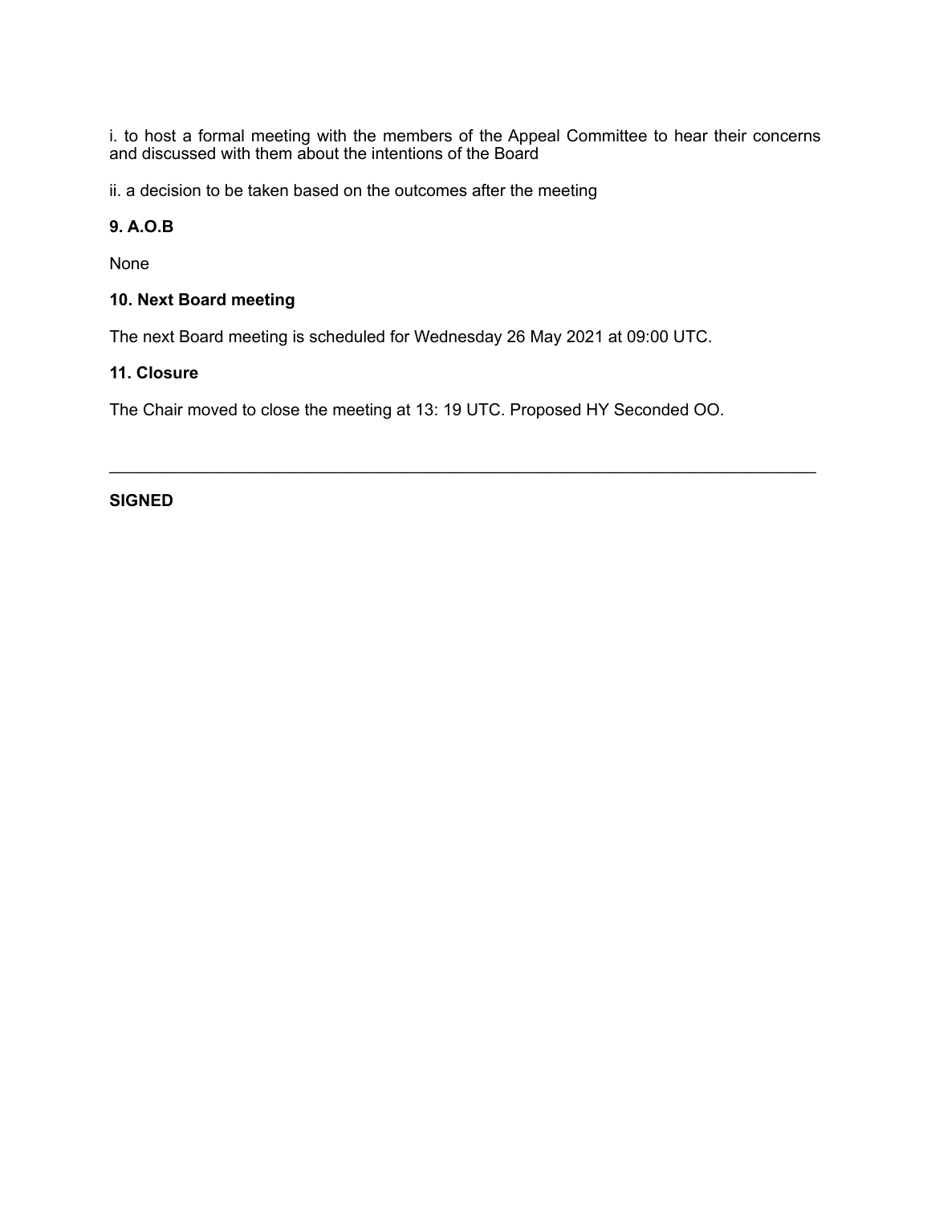i. to host a formal meeting with the members of the Appeal Committee to hear their concerns and discussed with them about the intentions of the Board

ii. a decision to be taken based on the outcomes after the meeting

**9. A.O.B**

None

**10. Next Board meeting**

The next Board meeting is scheduled for Wednesday 26 May 2021 at 09:00 UTC.

**11. Closure**

The Chair moved to close the meeting at 13: 19 UTC. Proposed HY Seconded OO.

---

**SIGNED**